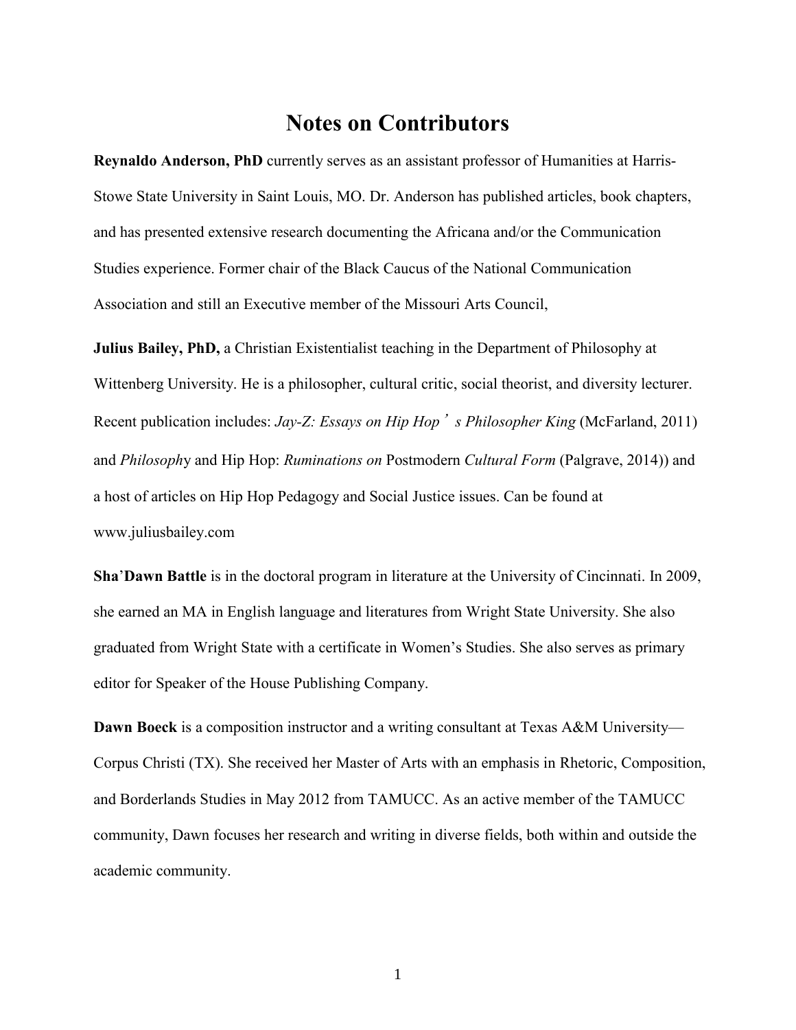# Notes on Contributors

**Reynaldo Anderson, PhD** currently serves as an assistant professor of Humanities at Harris-Stowe State University in Saint Louis, MO. Dr. Anderson has published articles, book chapters, and has presented extensive research documenting the Africana and/or the Communication Studies experience. Former chair of the Black Caucus of the National Communication Association and still an Executive member of the Missouri Arts Council,

**Julius Bailey, PhD,** a Christian Existentialist teaching in the Department of Philosophy at Wittenberg University. He is a philosopher, cultural critic, social theorist, and diversity lecturer. Recent publication includes: *Jay-Z: Essays on Hip Hop's Philosopher King* (McFarland, 2011) and *Philosoph*y and Hip Hop: *Ruminations on* Postmodern *Cultural Form* (Palgrave, 2014)) and a host of articles on Hip Hop Pedagogy and Social Justice issues. Can be found at www.juliusbailey.com

**Sha'Dawn Battle** is in the doctoral program in literature at the University of Cincinnati. In 2009, she earned an MA in English language and literatures from Wright State University. She also graduated from Wright State with a certificate in Women's Studies. She also serves as primary editor for Speaker of the House Publishing Company.

**Dawn Boeck** is a composition instructor and a writing consultant at Texas A&M University—Corpus Christi (TX). She received her Master of Arts with an emphasis in Rhetoric, Composition, and Borderlands Studies in May 2012 from TAMUCC. As an active member of the TAMUCC community, Dawn focuses her research and writing in diverse fields, both within and outside the academic community.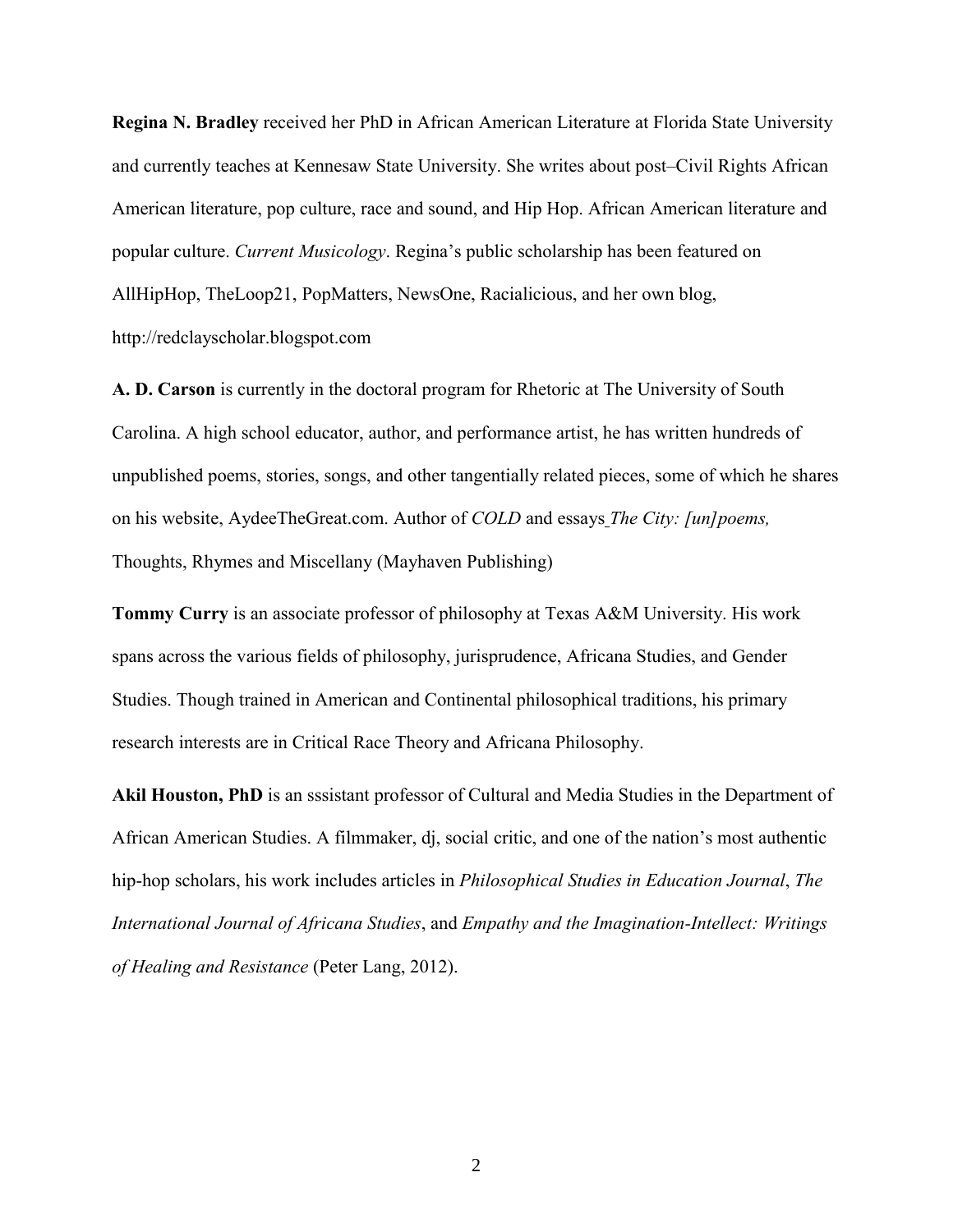**Regina N. Bradley** received her PhD in African American Literature at Florida State University and currently teaches at Kennesaw State University. She writes about post–Civil Rights African American literature, pop culture, race and sound, and Hip Hop. African American literature and popular culture. *Current Musicology*. Regina's public scholarship has been featured on AllHipHop, TheLoop21, PopMatters, NewsOne, Racialicious, and her own blog, http://redclayscholar.blogspot.com

**A. D. Carson** is currently in the doctoral program for Rhetoric at The University of South Carolina. A high school educator, author, and performance artist, he has written hundreds of unpublished poems, stories, songs, and other tangentially related pieces, some of which he shares on his website, AydeeTheGreat.com. Author of *COLD* and essays *The City: [un]poems,* Thoughts, Rhymes and Miscellany (Mayhaven Publishing)

**Tommy Curry** is an associate professor of philosophy at Texas A&M University. His work spans across the various fields of philosophy, jurisprudence, Africana Studies, and Gender Studies. Though trained in American and Continental philosophical traditions, his primary research interests are in Critical Race Theory and Africana Philosophy.

**Akil Houston, PhD** is an sssistant professor of Cultural and Media Studies in the Department of African American Studies. A filmmaker, dj, social critic, and one of the nation's most authentic hip-hop scholars, his work includes articles in *Philosophical Studies in Education Journal*, *The International Journal of Africana Studies*, and *Empathy and the Imagination-Intellect: Writings of Healing and Resistance* (Peter Lang, 2012).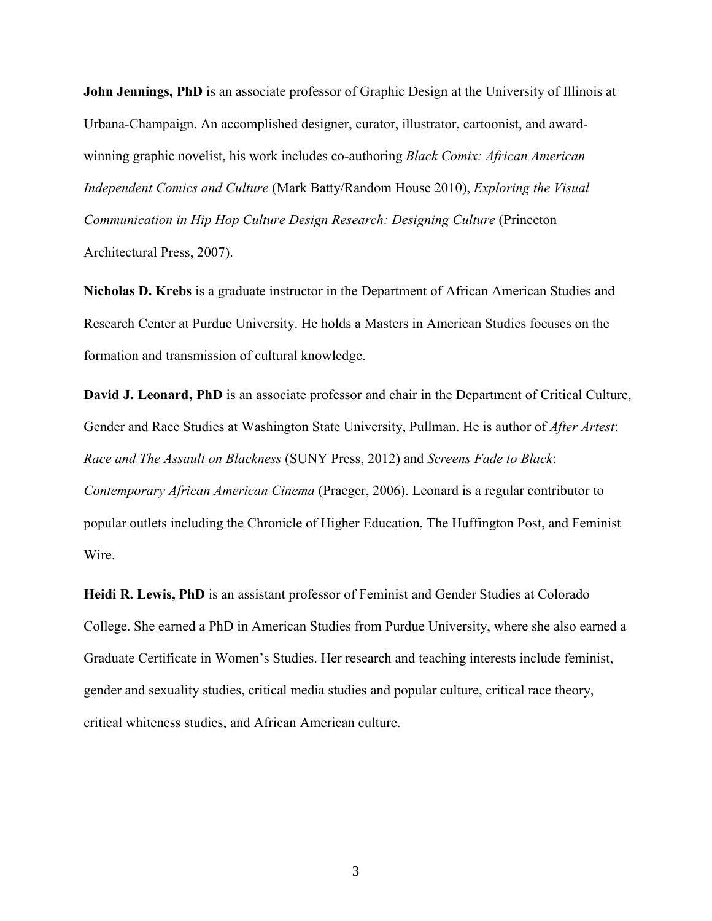**John Jennings, PhD** is an associate professor of Graphic Design at the University of Illinois at Urbana-Champaign. An accomplished designer, curator, illustrator, cartoonist, and award-winning graphic novelist, his work includes co-authoring *Black Comix: African American Independent Comics and Culture* (Mark Batty/Random House 2010), *Exploring the Visual Communication in Hip Hop Culture Design Research: Designing Culture* (Princeton Architectural Press, 2007).

**Nicholas D. Krebs** is a graduate instructor in the Department of African American Studies and Research Center at Purdue University. He holds a Masters in American Studies focuses on the formation and transmission of cultural knowledge.

**David J. Leonard, PhD** is an associate professor and chair in the Department of Critical Culture, Gender and Race Studies at Washington State University, Pullman. He is author of *After Artest*: *Race and The Assault on Blackness* (SUNY Press, 2012) and *Screens Fade to Black*: *Contemporary African American Cinema* (Praeger, 2006). Leonard is a regular contributor to popular outlets including the Chronicle of Higher Education, The Huffington Post, and Feminist Wire.

**Heidi R. Lewis, PhD** is an assistant professor of Feminist and Gender Studies at Colorado College. She earned a PhD in American Studies from Purdue University, where she also earned a Graduate Certificate in Women's Studies. Her research and teaching interests include feminist, gender and sexuality studies, critical media studies and popular culture, critical race theory, critical whiteness studies, and African American culture.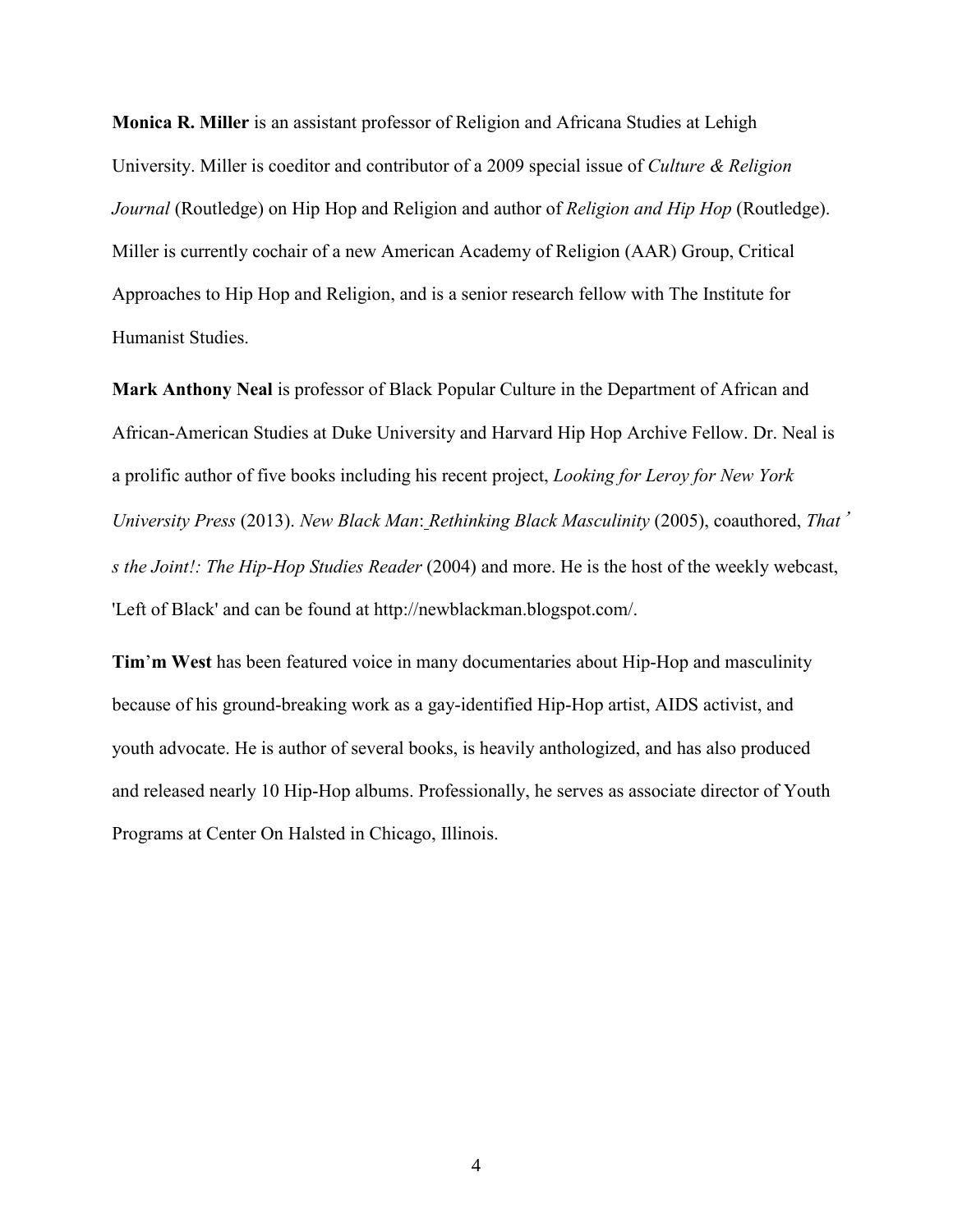**Monica R. Miller** is an assistant professor of Religion and Africana Studies at Lehigh University. Miller is coeditor and contributor of a 2009 special issue of *Culture & Religion Journal* (Routledge) on Hip Hop and Religion and author of *Religion and Hip Hop* (Routledge). Miller is currently cochair of a new American Academy of Religion (AAR) Group, Critical Approaches to Hip Hop and Religion, and is a senior research fellow with The Institute for Humanist Studies.

**Mark Anthony Neal** is professor of Black Popular Culture in the Department of African and African-American Studies at Duke University and Harvard Hip Hop Archive Fellow. Dr. Neal is a prolific author of five books including his recent project, *Looking for Leroy for New York University Press* (2013). *New Black Man*: *Rethinking Black Masculinity* (2005), coauthored, *That's the Joint!: The Hip-Hop Studies Reader* (2004) and more. He is the host of the weekly webcast, 'Left of Black' and can be found at http://newblackman.blogspot.com/.

**Tim'm West** has been featured voice in many documentaries about Hip-Hop and masculinity because of his ground-breaking work as a gay-identified Hip-Hop artist, AIDS activist, and youth advocate. He is author of several books, is heavily anthologized, and has also produced and released nearly 10 Hip-Hop albums. Professionally, he serves as associate director of Youth Programs at Center On Halsted in Chicago, Illinois.